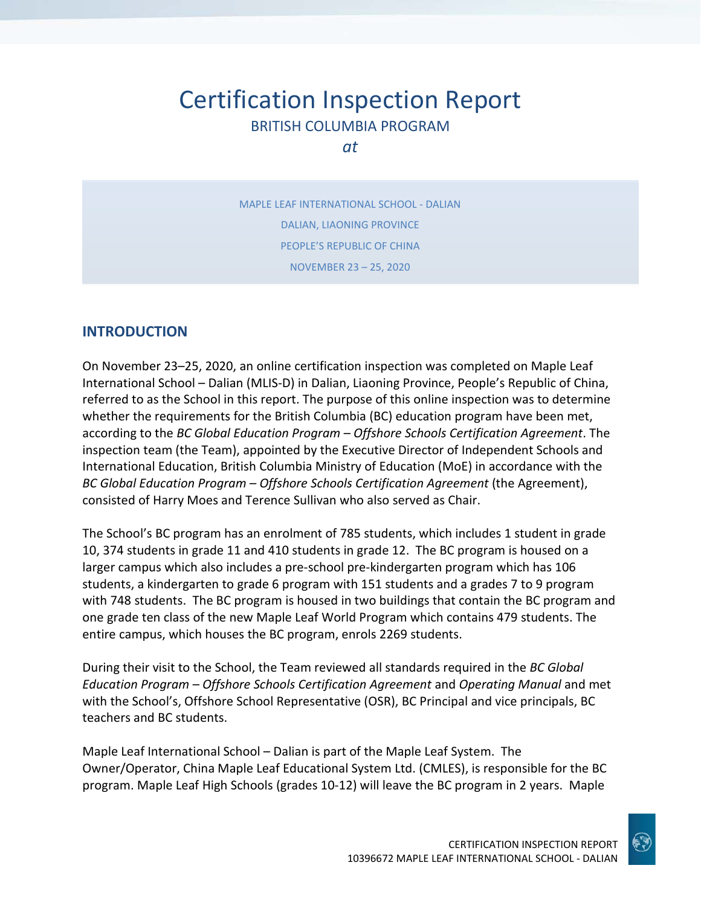# Certification Inspection Report

BRITISH COLUMBIA PROGRAM

*at*

MAPLE LEAF INTERNATIONAL SCHOOL - DALIAN

DALIAN, LIAONING PROVINCE

PEOPLE'S REPUBLIC OF CHINA

NOVEMBER 23 – 25, 2020

## INTRODUCTION

On November 23–25, 2020, an online certification inspection was completed on Maple Leaf International School – Dalian (MLIS-D) in Dalian, Liaoning Province, People's Republic of China, referred to as the School in this report. The purpose of this online inspection was to determine whether the requirements for the British Columbia (BC) education program have been met, according to the *BC Global Education Program – Offshore Schools Certification Agreement*. The inspection team (the Team), appointed by the Executive Director of Independent Schools and International Education, British Columbia Ministry of Education (MoE) in accordance with the *BC Global Education Program – Offshore Schools Certification Agreement* (the Agreement), consisted of Harry Moes and Terence Sullivan who also served as Chair.

The School's BC program has an enrolment of 785 students, which includes 1 student in grade 10, 374 students in grade 11 and 410 students in grade 12. The BC program is housed on a larger campus which also includes a pre-school pre-kindergarten program which has 106 students, a kindergarten to grade 6 program with 151 students and a grades 7 to 9 program with 748 students. The BC program is housed in two buildings that contain the BC program and one grade ten class of the new Maple Leaf World Program which contains 479 students. The entire campus, which houses the BC program, enrols 2269 students.

During their visit to the School, the Team reviewed all standards required in the *BC Global Education Program – Offshore Schools Certification Agreement* and *Operating Manual* and met with the School's, Offshore School Representative (OSR), BC Principal and vice principals, BC teachers and BC students.

Maple Leaf International School – Dalian is part of the Maple Leaf System. The Owner/Operator, China Maple Leaf Educational System Ltd. (CMLES), is responsible for the BC program. Maple Leaf High Schools (grades 10-12) will leave the BC program in 2 years. Maple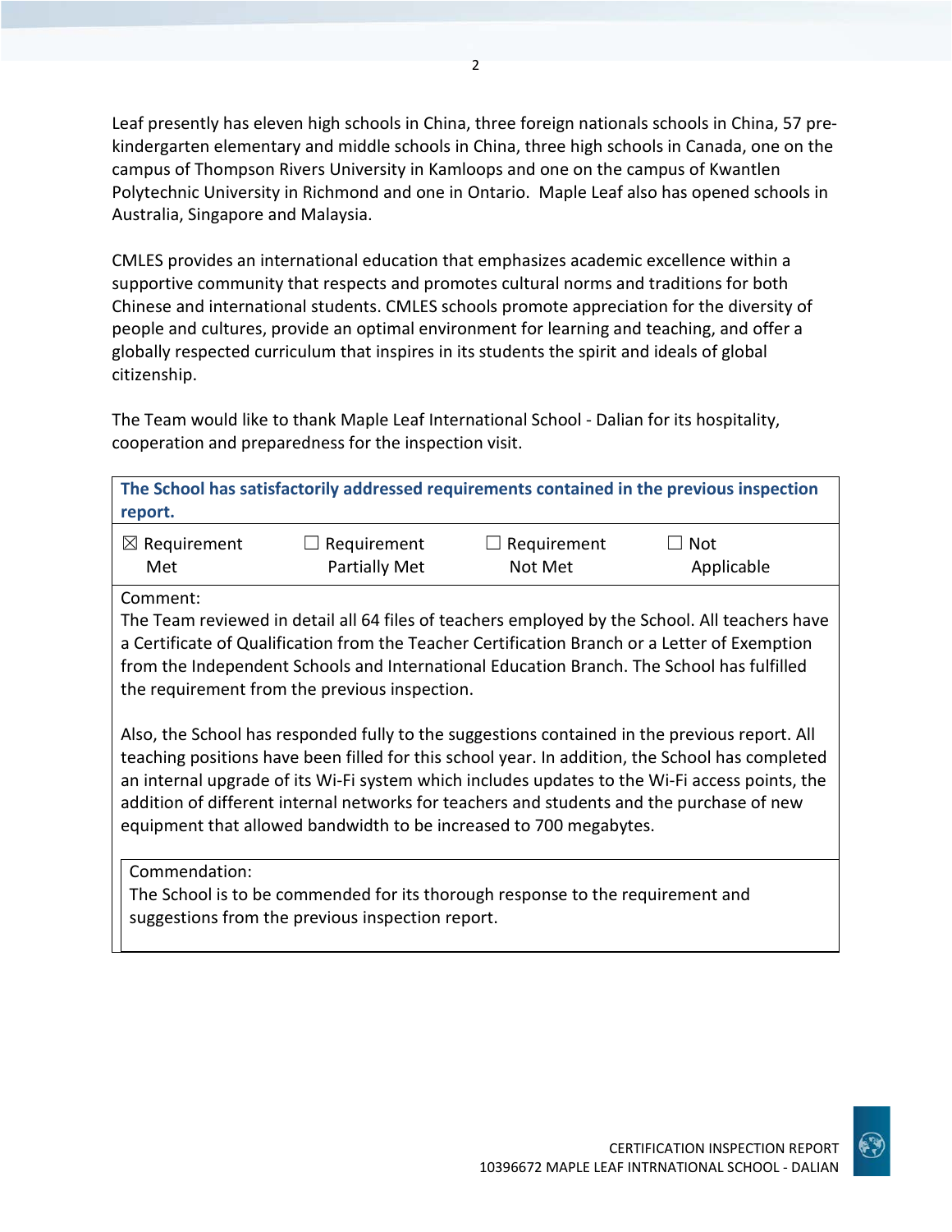Leaf presently has eleven high schools in China, three foreign nationals schools in China, 57 pre-kindergarten elementary and middle schools in China, three high schools in Canada, one on the campus of Thompson Rivers University in Kamloops and one on the campus of Kwantlen Polytechnic University in Richmond and one in Ontario. Maple Leaf also has opened schools in Australia, Singapore and Malaysia.

CMLES provides an international education that emphasizes academic excellence within a supportive community that respects and promotes cultural norms and traditions for both Chinese and international students. CMLES schools promote appreciation for the diversity of people and cultures, provide an optimal environment for learning and teaching, and offer a globally respected curriculum that inspires in its students the spirit and ideals of global citizenship.

The Team would like to thank Maple Leaf International School - Dalian for its hospitality, cooperation and preparedness for the inspection visit.

**The School has satisfactorily addressed requirements contained in the previous inspection report.**

| ☒ Requirement Met | ☐ Requirement Partially Met | ☐ Requirement Not Met | ☐ Not Applicable |
|---|---|---|---|

Comment:
The Team reviewed in detail all 64 files of teachers employed by the School. All teachers have a Certificate of Qualification from the Teacher Certification Branch or a Letter of Exemption from the Independent Schools and International Education Branch. The School has fulfilled the requirement from the previous inspection.

Also, the School has responded fully to the suggestions contained in the previous report. All teaching positions have been filled for this school year. In addition, the School has completed an internal upgrade of its Wi-Fi system which includes updates to the Wi-Fi access points, the addition of different internal networks for teachers and students and the purchase of new equipment that allowed bandwidth to be increased to 700 megabytes.

Commendation:
The School is to be commended for its thorough response to the requirement and suggestions from the previous inspection report.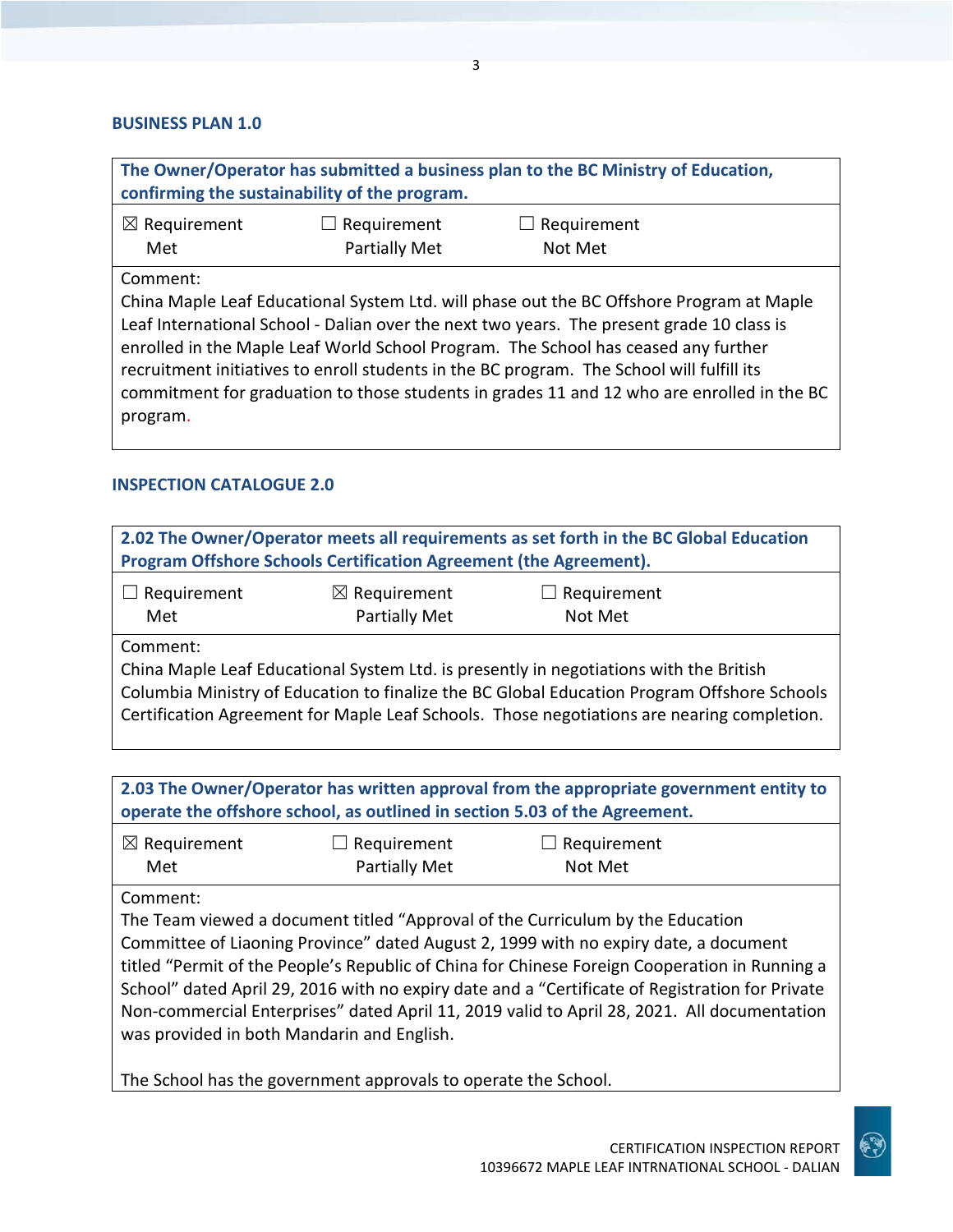### BUSINESS PLAN 1.0

**The Owner/Operator has submitted a business plan to the BC Ministry of Education, confirming the sustainability of the program.**

☒ Requirement Met ☐ Requirement Partially Met ☐ Requirement Not Met

Comment:
China Maple Leaf Educational System Ltd. will phase out the BC Offshore Program at Maple Leaf International School - Dalian over the next two years. The present grade 10 class is enrolled in the Maple Leaf World School Program. The School has ceased any further recruitment initiatives to enroll students in the BC program. The School will fulfill its commitment for graduation to those students in grades 11 and 12 who are enrolled in the BC program.

### INSPECTION CATALOGUE 2.0

**2.02 The Owner/Operator meets all requirements as set forth in the BC Global Education Program Offshore Schools Certification Agreement (the Agreement).**

☐ Requirement Met ☒ Requirement Partially Met ☐ Requirement Not Met

Comment:
China Maple Leaf Educational System Ltd. is presently in negotiations with the British Columbia Ministry of Education to finalize the BC Global Education Program Offshore Schools Certification Agreement for Maple Leaf Schools. Those negotiations are nearing completion.

**2.03 The Owner/Operator has written approval from the appropriate government entity to operate the offshore school, as outlined in section 5.03 of the Agreement.**

☒ Requirement Met ☐ Requirement Partially Met ☐ Requirement Not Met

Comment:
The Team viewed a document titled "Approval of the Curriculum by the Education Committee of Liaoning Province" dated August 2, 1999 with no expiry date, a document titled "Permit of the People's Republic of China for Chinese Foreign Cooperation in Running a School" dated April 29, 2016 with no expiry date and a "Certificate of Registration for Private Non-commercial Enterprises" dated April 11, 2019 valid to April 28, 2021. All documentation was provided in both Mandarin and English.

The School has the government approvals to operate the School.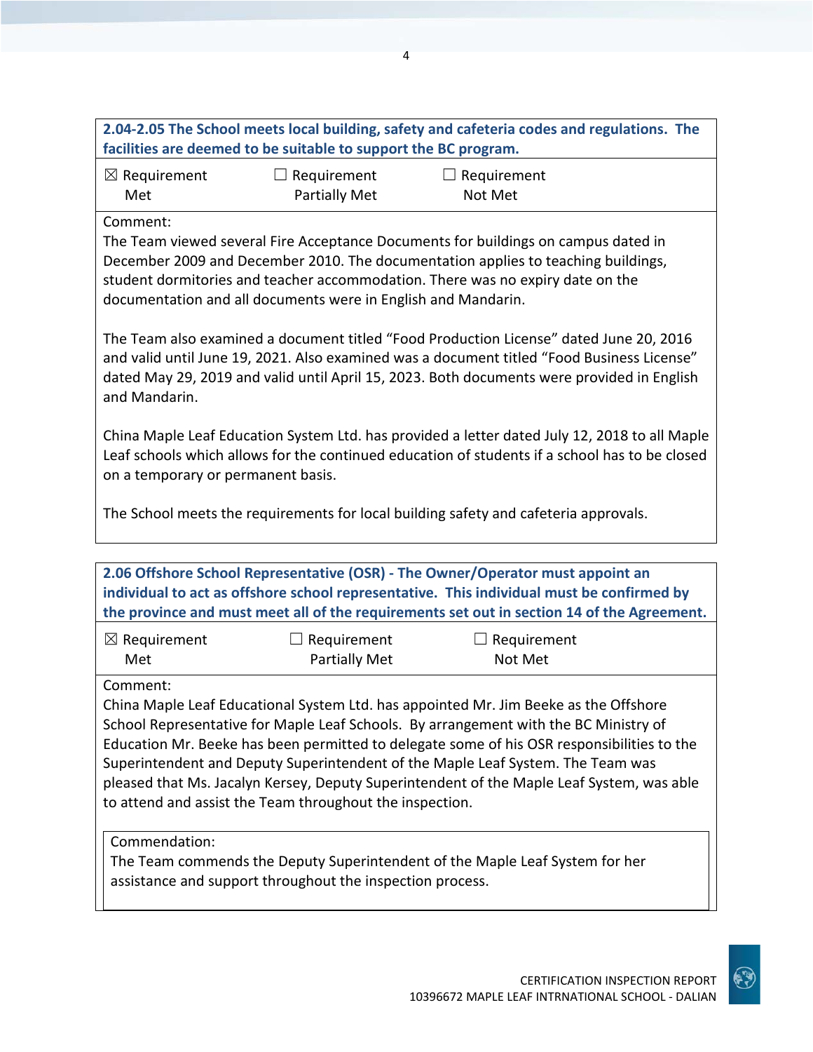**2.04-2.05 The School meets local building, safety and cafeteria codes and regulations. The facilities are deemed to be suitable to support the BC program.**

☒ Requirement Met ☐ Requirement Partially Met ☐ Requirement Not Met

Comment:
The Team viewed several Fire Acceptance Documents for buildings on campus dated in December 2009 and December 2010. The documentation applies to teaching buildings, student dormitories and teacher accommodation. There was no expiry date on the documentation and all documents were in English and Mandarin.

The Team also examined a document titled "Food Production License" dated June 20, 2016 and valid until June 19, 2021. Also examined was a document titled "Food Business License" dated May 29, 2019 and valid until April 15, 2023. Both documents were provided in English and Mandarin.

China Maple Leaf Education System Ltd. has provided a letter dated July 12, 2018 to all Maple Leaf schools which allows for the continued education of students if a school has to be closed on a temporary or permanent basis.

The School meets the requirements for local building safety and cafeteria approvals.

**2.06 Offshore School Representative (OSR) - The Owner/Operator must appoint an individual to act as offshore school representative. This individual must be confirmed by the province and must meet all of the requirements set out in section 14 of the Agreement.**

☒ Requirement Met ☐ Requirement Partially Met ☐ Requirement Not Met

Comment:
China Maple Leaf Educational System Ltd. has appointed Mr. Jim Beeke as the Offshore School Representative for Maple Leaf Schools. By arrangement with the BC Ministry of Education Mr. Beeke has been permitted to delegate some of his OSR responsibilities to the Superintendent and Deputy Superintendent of the Maple Leaf System. The Team was pleased that Ms. Jacalyn Kersey, Deputy Superintendent of the Maple Leaf System, was able to attend and assist the Team throughout the inspection.

Commendation:
The Team commends the Deputy Superintendent of the Maple Leaf System for her assistance and support throughout the inspection process.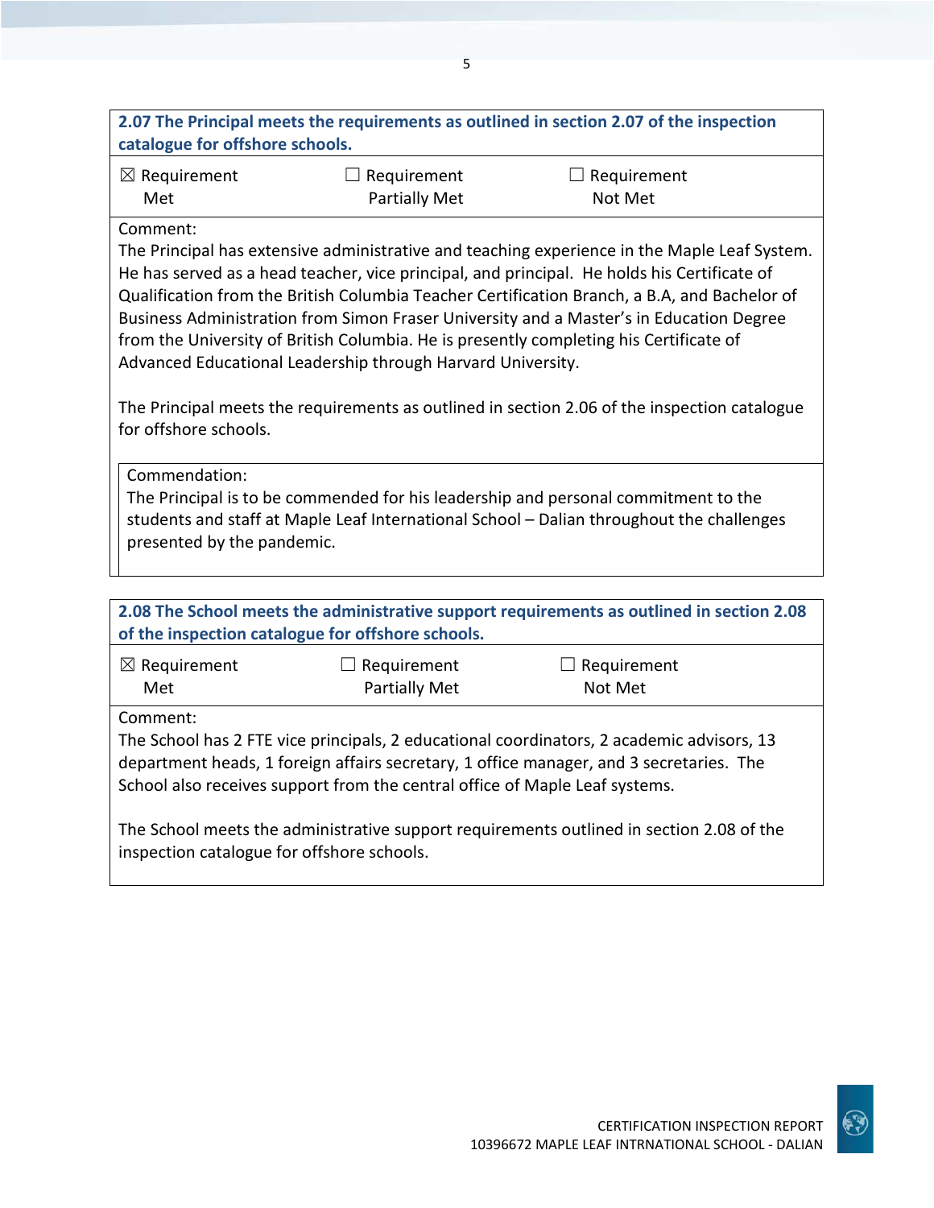**2.07 The Principal meets the requirements as outlined in section 2.07 of the inspection catalogue for offshore schools.**

| ☒ Requirement Met | ☐ Requirement Partially Met | ☐ Requirement Not Met |
|---|---|---|

Comment:
The Principal has extensive administrative and teaching experience in the Maple Leaf System. He has served as a head teacher, vice principal, and principal. He holds his Certificate of Qualification from the British Columbia Teacher Certification Branch, a B.A, and Bachelor of Business Administration from Simon Fraser University and a Master's in Education Degree from the University of British Columbia. He is presently completing his Certificate of Advanced Educational Leadership through Harvard University.

The Principal meets the requirements as outlined in section 2.06 of the inspection catalogue for offshore schools.

Commendation:
The Principal is to be commended for his leadership and personal commitment to the students and staff at Maple Leaf International School – Dalian throughout the challenges presented by the pandemic.

**2.08 The School meets the administrative support requirements as outlined in section 2.08 of the inspection catalogue for offshore schools.**

| ☒ Requirement Met | ☐ Requirement Partially Met | ☐ Requirement Not Met |
|---|---|---|

Comment:
The School has 2 FTE vice principals, 2 educational coordinators, 2 academic advisors, 13 department heads, 1 foreign affairs secretary, 1 office manager, and 3 secretaries. The School also receives support from the central office of Maple Leaf systems.

The School meets the administrative support requirements outlined in section 2.08 of the inspection catalogue for offshore schools.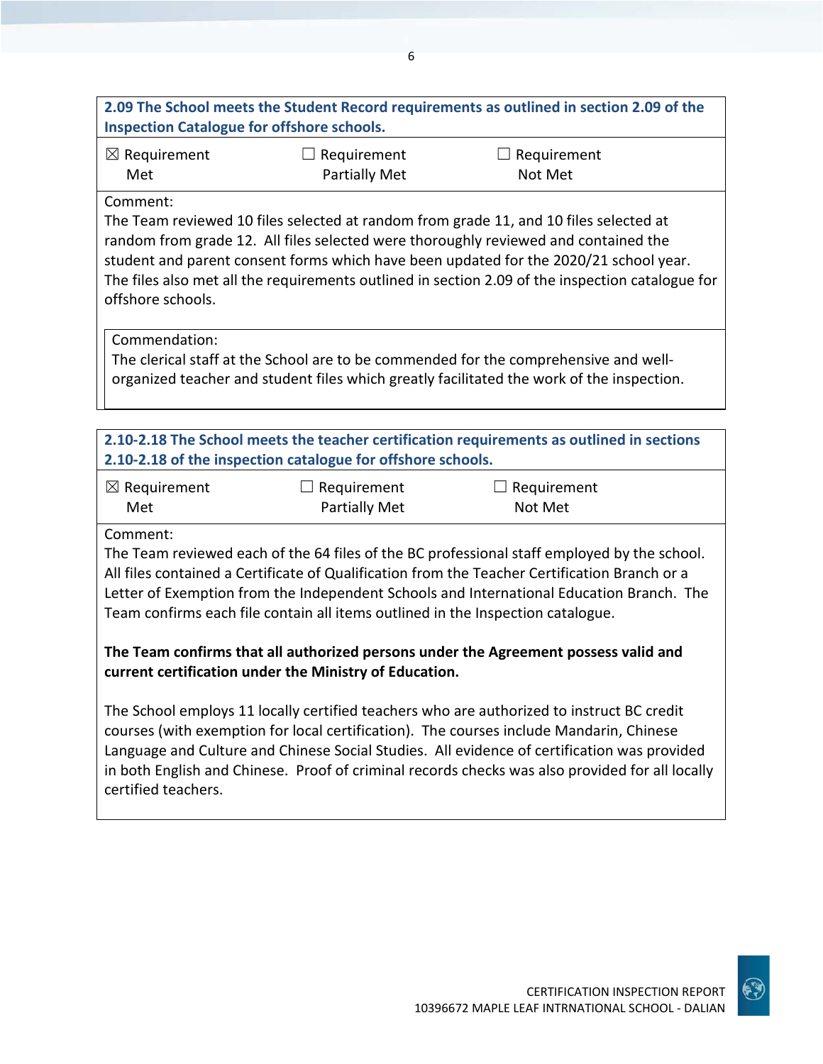**2.09 The School meets the Student Record requirements as outlined in section 2.09 of the Inspection Catalogue for offshore schools.**

| ☒ Requirement Met | ☐ Requirement Partially Met | ☐ Requirement Not Met |
|---|---|---|

Comment:
The Team reviewed 10 files selected at random from grade 11, and 10 files selected at random from grade 12. All files selected were thoroughly reviewed and contained the student and parent consent forms which have been updated for the 2020/21 school year. The files also met all the requirements outlined in section 2.09 of the inspection catalogue for offshore schools.

Commendation:
The clerical staff at the School are to be commended for the comprehensive and well-organized teacher and student files which greatly facilitated the work of the inspection.

**2.10-2.18 The School meets the teacher certification requirements as outlined in sections 2.10-2.18 of the inspection catalogue for offshore schools.**

| ☒ Requirement Met | ☐ Requirement Partially Met | ☐ Requirement Not Met |
|---|---|---|

Comment:
The Team reviewed each of the 64 files of the BC professional staff employed by the school. All files contained a Certificate of Qualification from the Teacher Certification Branch or a Letter of Exemption from the Independent Schools and International Education Branch. The Team confirms each file contain all items outlined in the Inspection catalogue.

**The Team confirms that all authorized persons under the Agreement possess valid and current certification under the Ministry of Education.**

The School employs 11 locally certified teachers who are authorized to instruct BC credit courses (with exemption for local certification). The courses include Mandarin, Chinese Language and Culture and Chinese Social Studies. All evidence of certification was provided in both English and Chinese. Proof of criminal records checks was also provided for all locally certified teachers.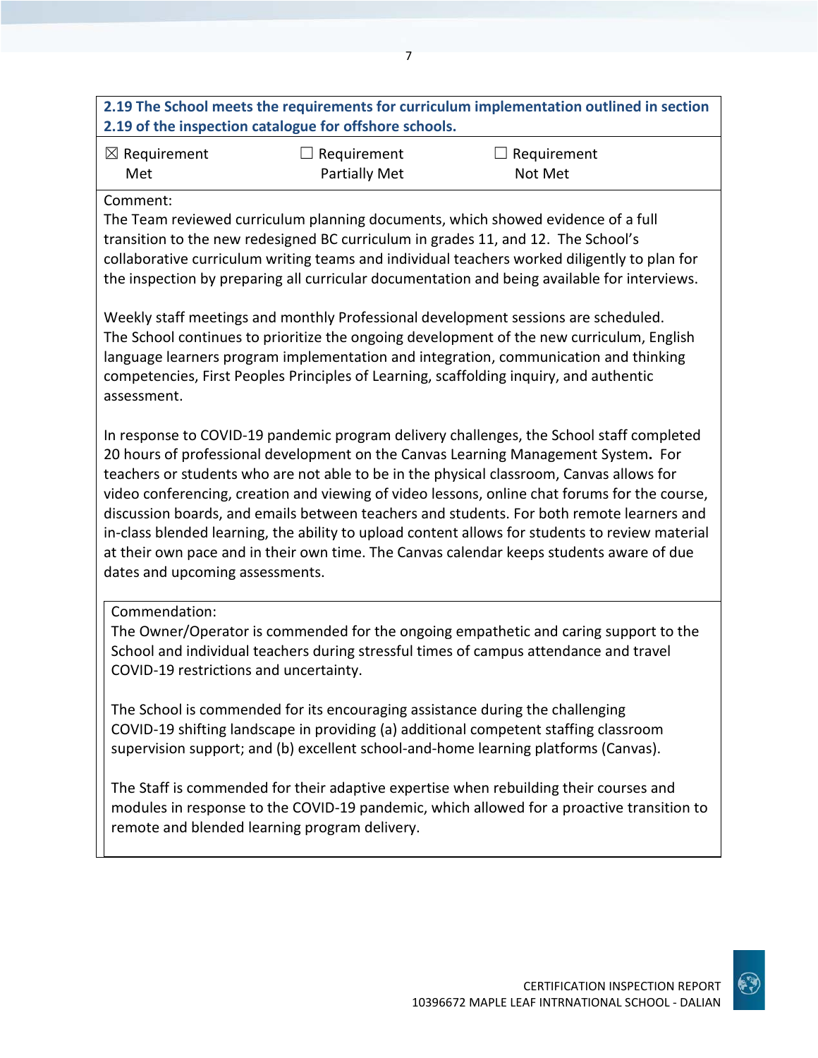**2.19 The School meets the requirements for curriculum implementation outlined in section 2.19 of the inspection catalogue for offshore schools.**

| ☒ Requirement Met | ☐ Requirement Partially Met | ☐ Requirement Not Met |
|---|---|---|

Comment:

The Team reviewed curriculum planning documents, which showed evidence of a full transition to the new redesigned BC curriculum in grades 11, and 12. The School's collaborative curriculum writing teams and individual teachers worked diligently to plan for the inspection by preparing all curricular documentation and being available for interviews.

Weekly staff meetings and monthly Professional development sessions are scheduled. The School continues to prioritize the ongoing development of the new curriculum, English language learners program implementation and integration, communication and thinking competencies, First Peoples Principles of Learning, scaffolding inquiry, and authentic assessment.

In response to COVID-19 pandemic program delivery challenges, the School staff completed 20 hours of professional development on the Canvas Learning Management System. For teachers or students who are not able to be in the physical classroom, Canvas allows for video conferencing, creation and viewing of video lessons, online chat forums for the course, discussion boards, and emails between teachers and students. For both remote learners and in-class blended learning, the ability to upload content allows for students to review material at their own pace and in their own time. The Canvas calendar keeps students aware of due dates and upcoming assessments.

Commendation:

The Owner/Operator is commended for the ongoing empathetic and caring support to the School and individual teachers during stressful times of campus attendance and travel COVID-19 restrictions and uncertainty.

The School is commended for its encouraging assistance during the challenging COVID-19 shifting landscape in providing (a) additional competent staffing classroom supervision support; and (b) excellent school-and-home learning platforms (Canvas).

The Staff is commended for their adaptive expertise when rebuilding their courses and modules in response to the COVID-19 pandemic, which allowed for a proactive transition to remote and blended learning program delivery.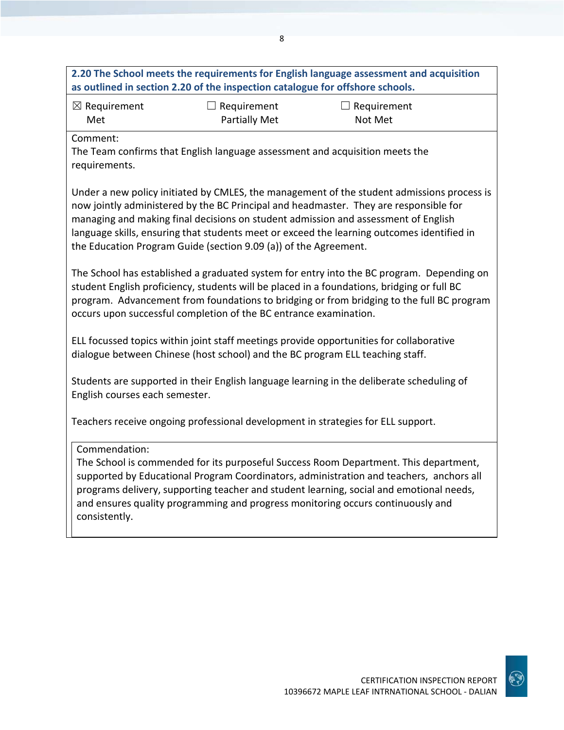**2.20 The School meets the requirements for English language assessment and acquisition as outlined in section 2.20 of the inspection catalogue for offshore schools.**

| ☒ Requirement Met | ☐ Requirement Partially Met | ☐ Requirement Not Met |
|---|---|---|

Comment:
The Team confirms that English language assessment and acquisition meets the requirements.

Under a new policy initiated by CMLES, the management of the student admissions process is now jointly administered by the BC Principal and headmaster. They are responsible for managing and making final decisions on student admission and assessment of English language skills, ensuring that students meet or exceed the learning outcomes identified in the Education Program Guide (section 9.09 (a)) of the Agreement.

The School has established a graduated system for entry into the BC program. Depending on student English proficiency, students will be placed in a foundations, bridging or full BC program. Advancement from foundations to bridging or from bridging to the full BC program occurs upon successful completion of the BC entrance examination.

ELL focussed topics within joint staff meetings provide opportunities for collaborative dialogue between Chinese (host school) and the BC program ELL teaching staff.

Students are supported in their English language learning in the deliberate scheduling of English courses each semester.

Teachers receive ongoing professional development in strategies for ELL support.

Commendation:
The School is commended for its purposeful Success Room Department. This department, supported by Educational Program Coordinators, administration and teachers, anchors all programs delivery, supporting teacher and student learning, social and emotional needs, and ensures quality programming and progress monitoring occurs continuously and consistently.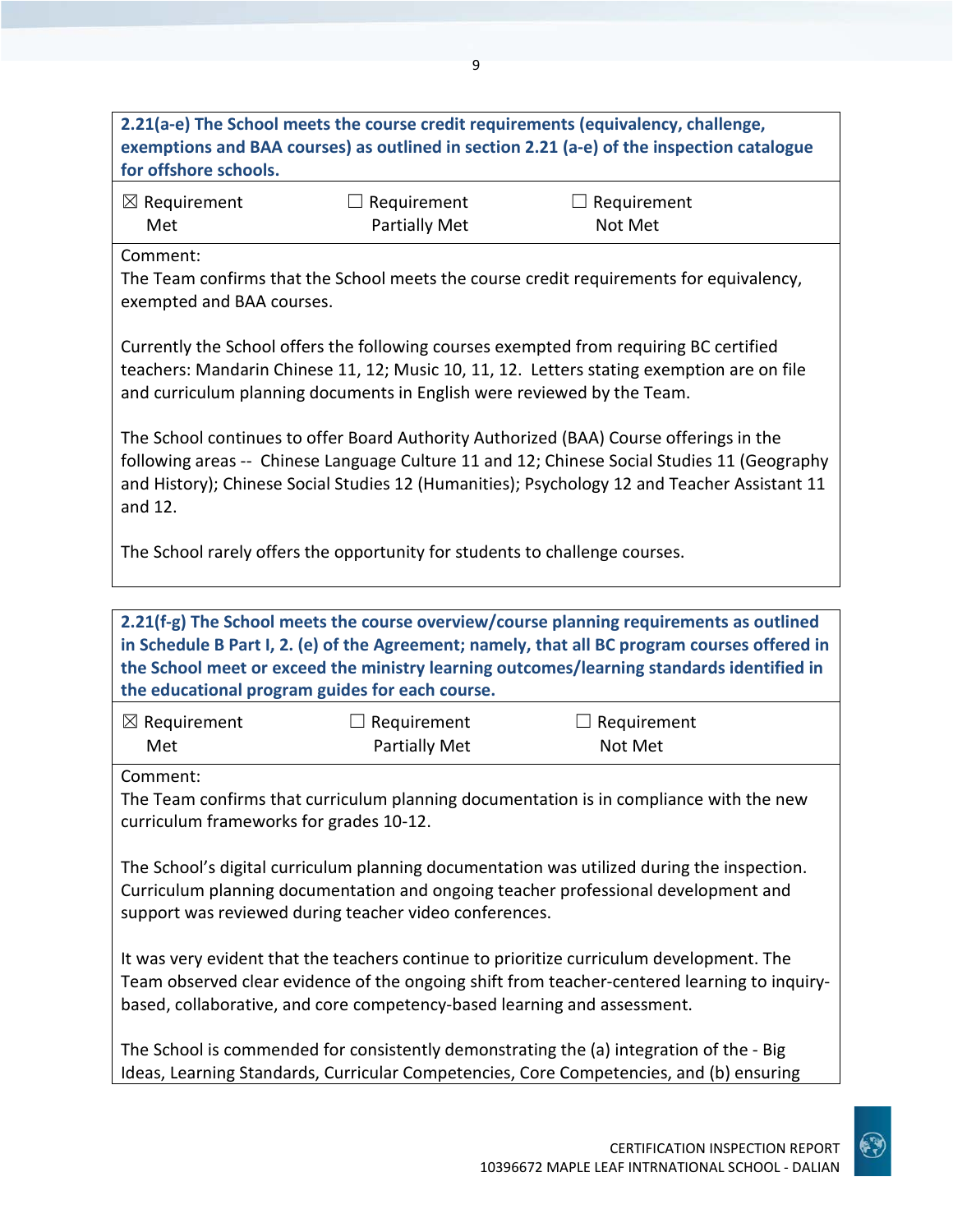**2.21(a-e) The School meets the course credit requirements (equivalency, challenge, exemptions and BAA courses) as outlined in section 2.21 (a-e) of the inspection catalogue for offshore schools.**

| ☒ Requirement Met | ☐ Requirement Partially Met | ☐ Requirement Not Met |
|---|---|---|

Comment:
The Team confirms that the School meets the course credit requirements for equivalency, exempted and BAA courses.

Currently the School offers the following courses exempted from requiring BC certified teachers: Mandarin Chinese 11, 12; Music 10, 11, 12. Letters stating exemption are on file and curriculum planning documents in English were reviewed by the Team.

The School continues to offer Board Authority Authorized (BAA) Course offerings in the following areas -- Chinese Language Culture 11 and 12; Chinese Social Studies 11 (Geography and History); Chinese Social Studies 12 (Humanities); Psychology 12 and Teacher Assistant 11 and 12.

The School rarely offers the opportunity for students to challenge courses.

**2.21(f-g) The School meets the course overview/course planning requirements as outlined in Schedule B Part I, 2. (e) of the Agreement; namely, that all BC program courses offered in the School meet or exceed the ministry learning outcomes/learning standards identified in the educational program guides for each course.**

| ☒ Requirement Met | ☐ Requirement Partially Met | ☐ Requirement Not Met |
|---|---|---|

Comment:
The Team confirms that curriculum planning documentation is in compliance with the new curriculum frameworks for grades 10-12.

The School's digital curriculum planning documentation was utilized during the inspection. Curriculum planning documentation and ongoing teacher professional development and support was reviewed during teacher video conferences.

It was very evident that the teachers continue to prioritize curriculum development. The Team observed clear evidence of the ongoing shift from teacher-centered learning to inquiry-based, collaborative, and core competency-based learning and assessment.

The School is commended for consistently demonstrating the (a) integration of the - Big Ideas, Learning Standards, Curricular Competencies, Core Competencies, and (b) ensuring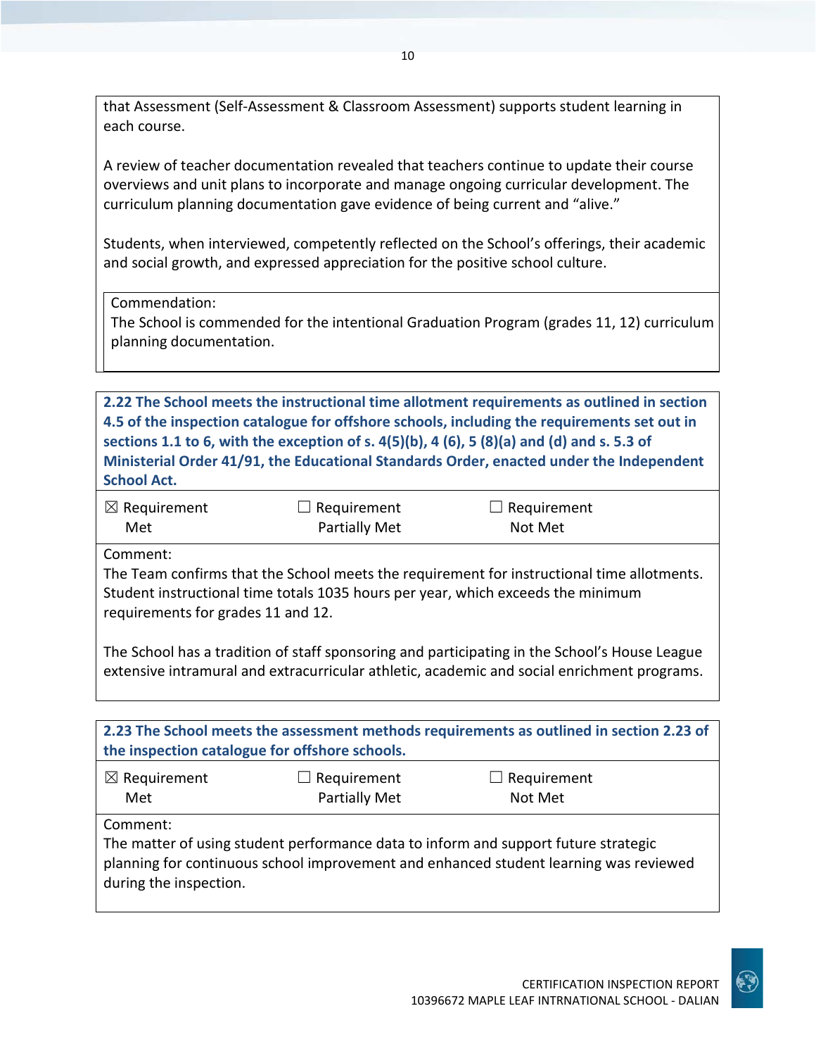that Assessment (Self-Assessment & Classroom Assessment) supports student learning in each course.

A review of teacher documentation revealed that teachers continue to update their course overviews and unit plans to incorporate and manage ongoing curricular development. The curriculum planning documentation gave evidence of being current and "alive."

Students, when interviewed, competently reflected on the School's offerings, their academic and social growth, and expressed appreciation for the positive school culture.

Commendation:
The School is commended for the intentional Graduation Program (grades 11, 12) curriculum planning documentation.

**2.22 The School meets the instructional time allotment requirements as outlined in section 4.5 of the inspection catalogue for offshore schools, including the requirements set out in sections 1.1 to 6, with the exception of s. 4(5)(b), 4 (6), 5 (8)(a) and (d) and s. 5.3 of Ministerial Order 41/91, the Educational Standards Order, enacted under the Independent School Act.**

| ☒ Requirement Met | ☐ Requirement Partially Met | ☐ Requirement Not Met |
|---|---|---|

Comment:
The Team confirms that the School meets the requirement for instructional time allotments. Student instructional time totals 1035 hours per year, which exceeds the minimum requirements for grades 11 and 12.

The School has a tradition of staff sponsoring and participating in the School's House League extensive intramural and extracurricular athletic, academic and social enrichment programs.

**2.23 The School meets the assessment methods requirements as outlined in section 2.23 of the inspection catalogue for offshore schools.**

| ☒ Requirement Met | ☐ Requirement Partially Met | ☐ Requirement Not Met |
|---|---|---|

Comment:
The matter of using student performance data to inform and support future strategic planning for continuous school improvement and enhanced student learning was reviewed during the inspection.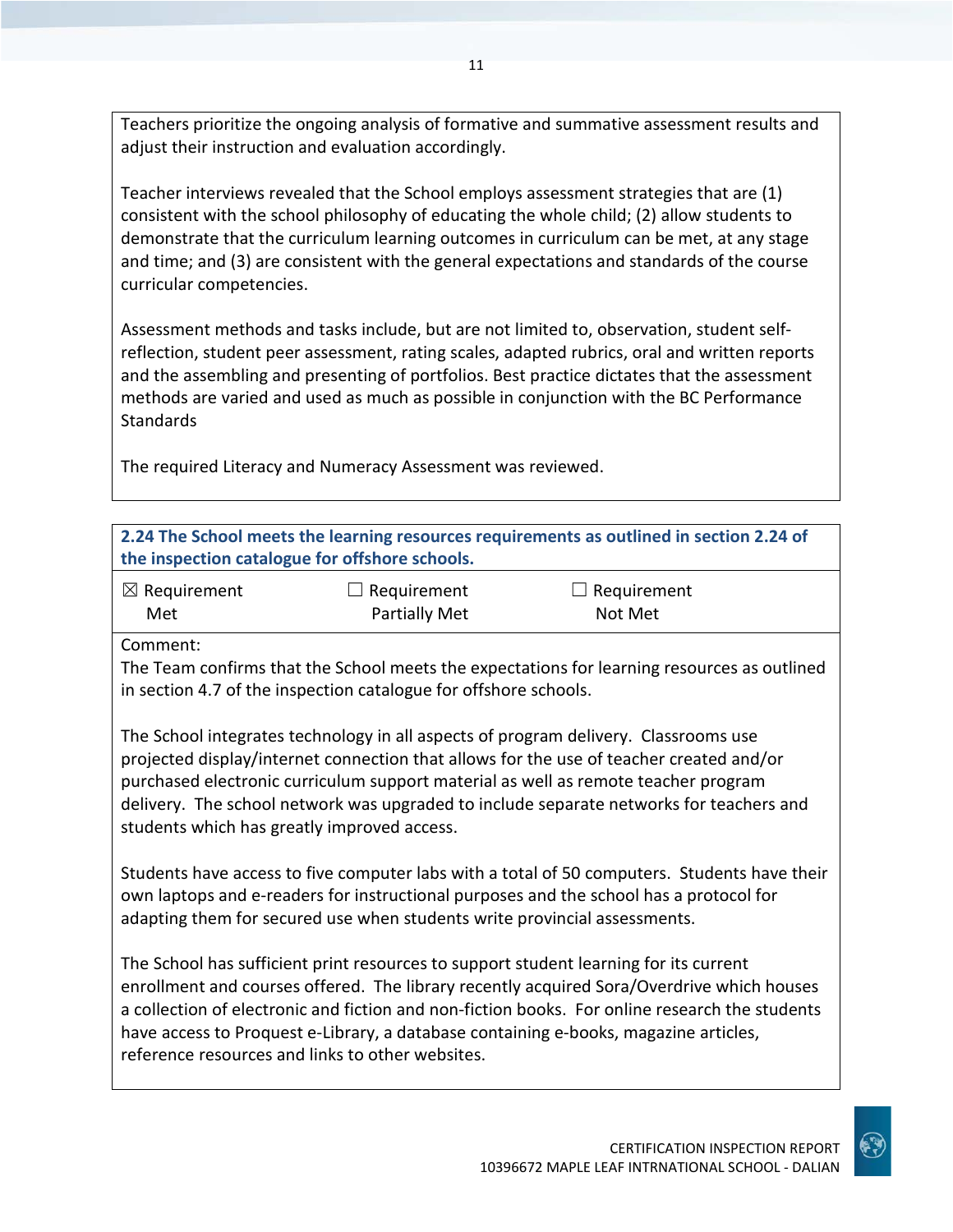Teachers prioritize the ongoing analysis of formative and summative assessment results and adjust their instruction and evaluation accordingly.

Teacher interviews revealed that the School employs assessment strategies that are (1) consistent with the school philosophy of educating the whole child; (2) allow students to demonstrate that the curriculum learning outcomes in curriculum can be met, at any stage and time; and (3) are consistent with the general expectations and standards of the course curricular competencies.

Assessment methods and tasks include, but are not limited to, observation, student self-reflection, student peer assessment, rating scales, adapted rubrics, oral and written reports and the assembling and presenting of portfolios. Best practice dictates that the assessment methods are varied and used as much as possible in conjunction with the BC Performance Standards

The required Literacy and Numeracy Assessment was reviewed.

**2.24 The School meets the learning resources requirements as outlined in section 2.24 of the inspection catalogue for offshore schools.**

| ☒ Requirement Met | ☐ Requirement Partially Met | ☐ Requirement Not Met |
|---|---|---|

Comment:

The Team confirms that the School meets the expectations for learning resources as outlined in section 4.7 of the inspection catalogue for offshore schools.

The School integrates technology in all aspects of program delivery. Classrooms use projected display/internet connection that allows for the use of teacher created and/or purchased electronic curriculum support material as well as remote teacher program delivery. The school network was upgraded to include separate networks for teachers and students which has greatly improved access.

Students have access to five computer labs with a total of 50 computers. Students have their own laptops and e-readers for instructional purposes and the school has a protocol for adapting them for secured use when students write provincial assessments.

The School has sufficient print resources to support student learning for its current enrollment and courses offered. The library recently acquired Sora/Overdrive which houses a collection of electronic and fiction and non-fiction books. For online research the students have access to Proquest e-Library, a database containing e-books, magazine articles, reference resources and links to other websites.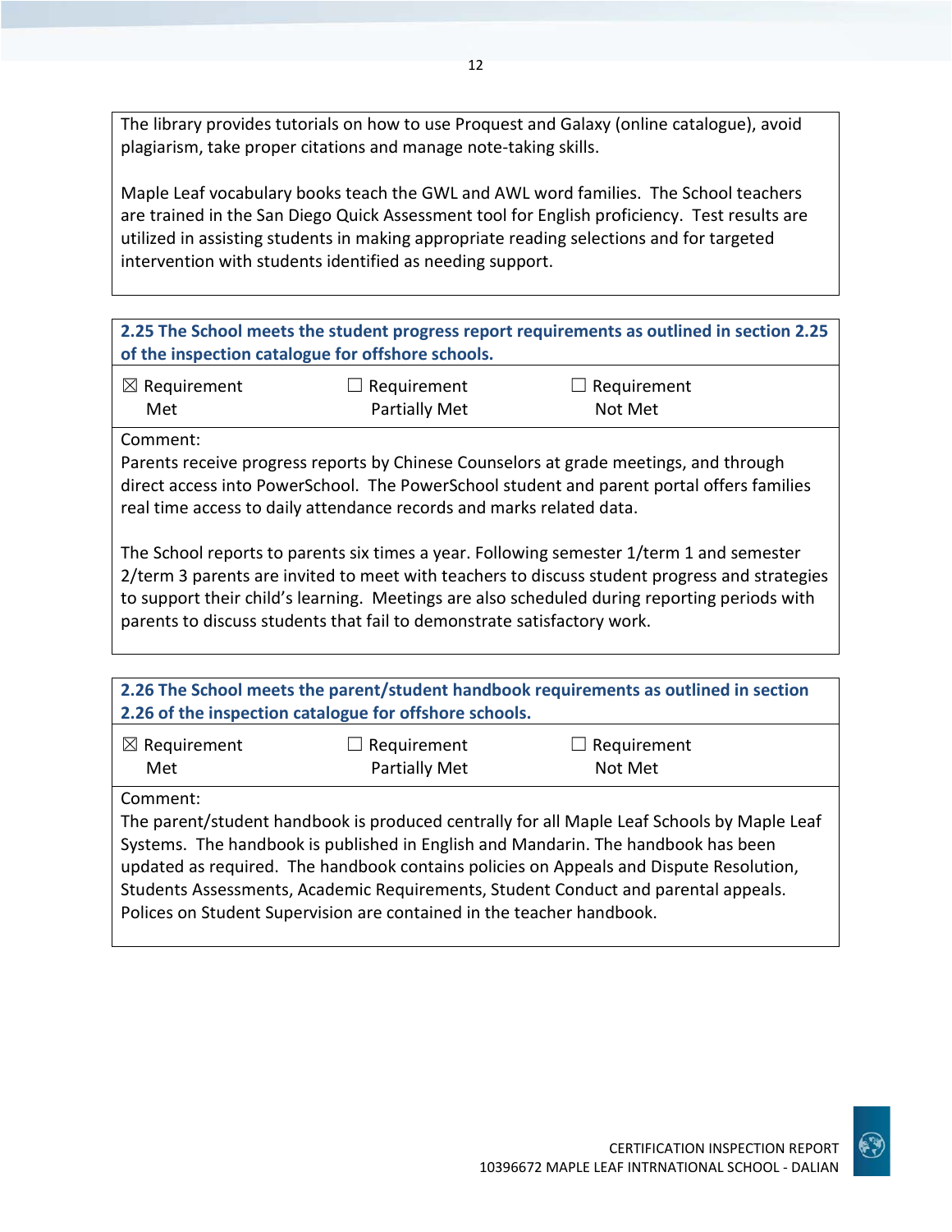The library provides tutorials on how to use Proquest and Galaxy (online catalogue), avoid plagiarism, take proper citations and manage note-taking skills.

Maple Leaf vocabulary books teach the GWL and AWL word families. The School teachers are trained in the San Diego Quick Assessment tool for English proficiency. Test results are utilized in assisting students in making appropriate reading selections and for targeted intervention with students identified as needing support.

**2.25 The School meets the student progress report requirements as outlined in section 2.25 of the inspection catalogue for offshore schools.**

| ☒ Requirement Met | ☐ Requirement Partially Met | ☐ Requirement Not Met |
|---|---|---|

Comment:
Parents receive progress reports by Chinese Counselors at grade meetings, and through direct access into PowerSchool. The PowerSchool student and parent portal offers families real time access to daily attendance records and marks related data.

The School reports to parents six times a year. Following semester 1/term 1 and semester 2/term 3 parents are invited to meet with teachers to discuss student progress and strategies to support their child's learning. Meetings are also scheduled during reporting periods with parents to discuss students that fail to demonstrate satisfactory work.

**2.26 The School meets the parent/student handbook requirements as outlined in section 2.26 of the inspection catalogue for offshore schools.**

| ☒ Requirement Met | ☐ Requirement Partially Met | ☐ Requirement Not Met |
|---|---|---|

Comment:
The parent/student handbook is produced centrally for all Maple Leaf Schools by Maple Leaf Systems. The handbook is published in English and Mandarin. The handbook has been updated as required. The handbook contains policies on Appeals and Dispute Resolution, Students Assessments, Academic Requirements, Student Conduct and parental appeals. Polices on Student Supervision are contained in the teacher handbook.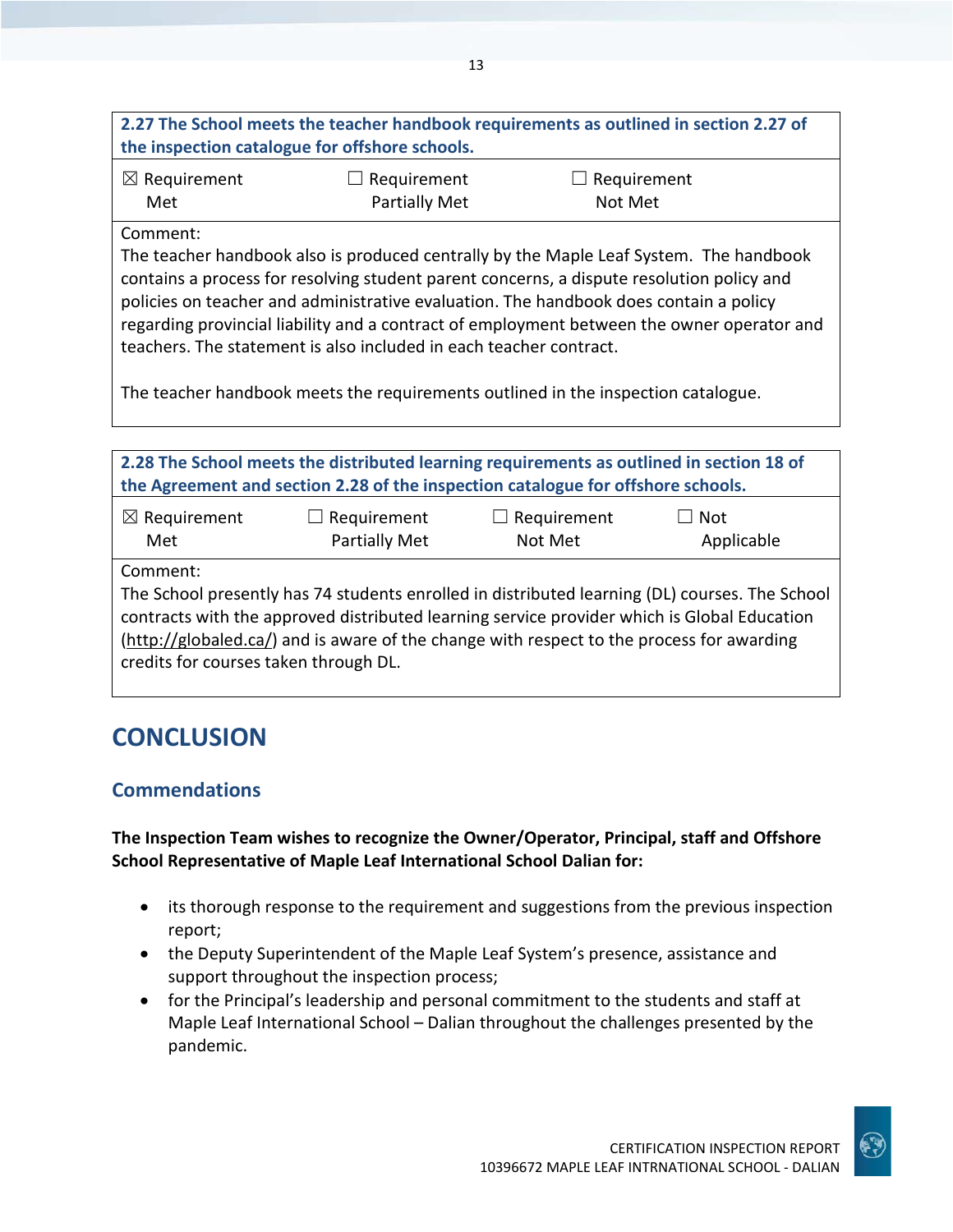| 2.27 The School meets the teacher handbook requirements as outlined in section 2.27 of the inspection catalogue for offshore schools. | | |
|---|---|---|
| ☒ Requirement Met | ☐ Requirement Partially Met | ☐ Requirement Not Met |
| Comment:<br>The teacher handbook also is produced centrally by the Maple Leaf System. The handbook contains a process for resolving student parent concerns, a dispute resolution policy and policies on teacher and administrative evaluation. The handbook does contain a policy regarding provincial liability and a contract of employment between the owner operator and teachers. The statement is also included in each teacher contract.<br><br>The teacher handbook meets the requirements outlined in the inspection catalogue. | | |

| 2.28 The School meets the distributed learning requirements as outlined in section 18 of the Agreement and section 2.28 of the inspection catalogue for offshore schools. | | | |
|---|---|---|---|
| ☒ Requirement Met | ☐ Requirement Partially Met | ☐ Requirement Not Met | ☐ Not Applicable |
| Comment:<br>The School presently has 74 students enrolled in distributed learning (DL) courses. The School contracts with the approved distributed learning service provider which is Global Education (http://globaled.ca/) and is aware of the change with respect to the process for awarding credits for courses taken through DL. | | | |

# CONCLUSION

## Commendations

**The Inspection Team wishes to recognize the Owner/Operator, Principal, staff and Offshore School Representative of Maple Leaf International School Dalian for:**

- its thorough response to the requirement and suggestions from the previous inspection report;
- the Deputy Superintendent of the Maple Leaf System's presence, assistance and support throughout the inspection process;
- for the Principal's leadership and personal commitment to the students and staff at Maple Leaf International School – Dalian throughout the challenges presented by the pandemic.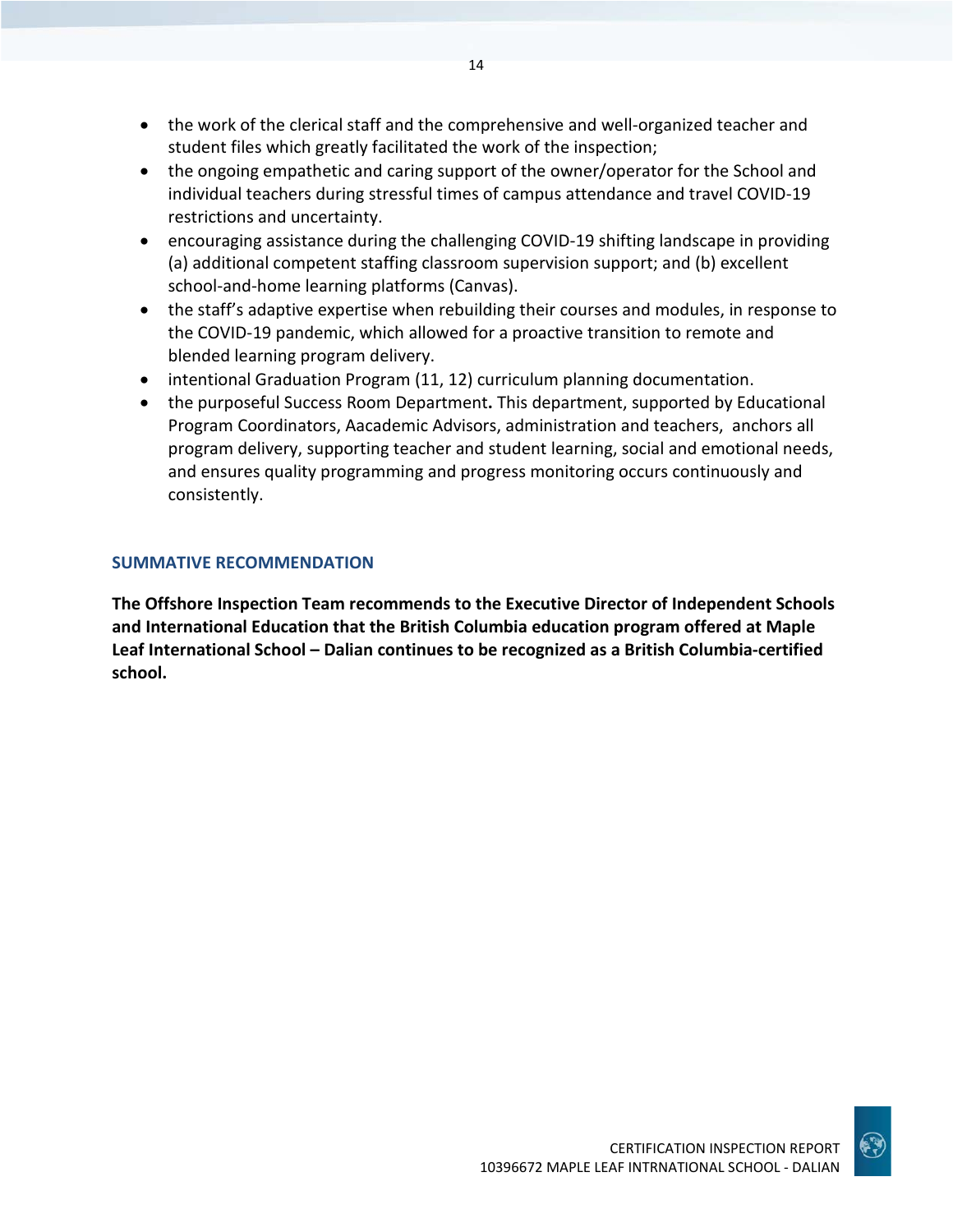- the work of the clerical staff and the comprehensive and well-organized teacher and student files which greatly facilitated the work of the inspection;
- the ongoing empathetic and caring support of the owner/operator for the School and individual teachers during stressful times of campus attendance and travel COVID-19 restrictions and uncertainty.
- encouraging assistance during the challenging COVID-19 shifting landscape in providing (a) additional competent staffing classroom supervision support; and (b) excellent school-and-home learning platforms (Canvas).
- the staff's adaptive expertise when rebuilding their courses and modules, in response to the COVID-19 pandemic, which allowed for a proactive transition to remote and blended learning program delivery.
- intentional Graduation Program (11, 12) curriculum planning documentation.
- the purposeful Success Room Department**.** This department, supported by Educational Program Coordinators, Aacademic Advisors, administration and teachers, anchors all program delivery, supporting teacher and student learning, social and emotional needs, and ensures quality programming and progress monitoring occurs continuously and consistently.

## SUMMATIVE RECOMMENDATION

**The Offshore Inspection Team recommends to the Executive Director of Independent Schools and International Education that the British Columbia education program offered at Maple Leaf International School – Dalian continues to be recognized as a British Columbia-certified school.**